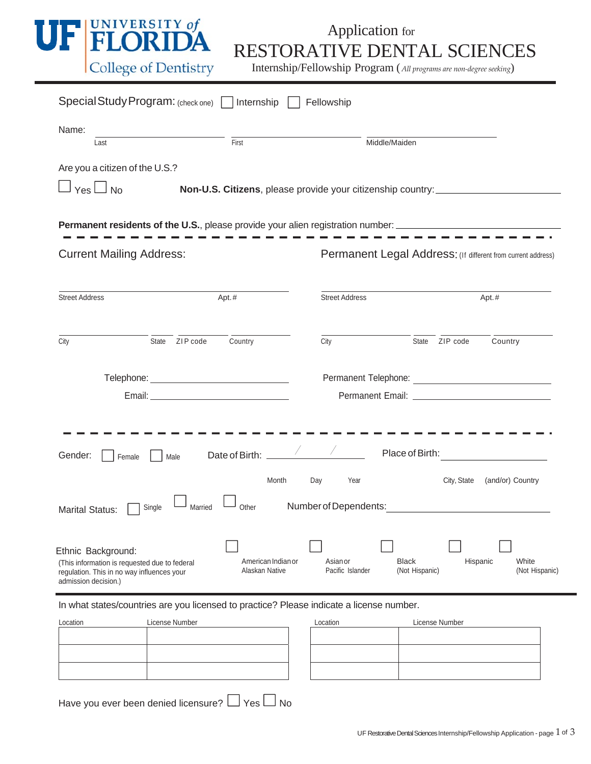UF UNIVERSITY of FLORIDA
College of Dentistry

# Application for RESTORATIVE DENTAL SCIENCES

Internship/Fellowship Program (*All programs are non-degree seeking*)

Special Study Program: (check one) ☐ Internship ☐ Fellowship

Name: ______________________ ______________________ ______________________
Last First Middle/Maiden

Are you a citizen of the U.S.?

☐ Yes ☐ No **Non-U.S. Citizens**, please provide your citizenship country: ______________________

**Permanent residents of the U.S.**, please provide your alien registration number: ______________________

---

**Current Mailing Address:**

______________________
Street Address Apt.#

______________________
City State ZIP code Country

Telephone: ______________________

Email: ______________________

**Permanent Legal Address:** (If different from current address)

______________________
Street Address Apt.#

______________________
City State ZIP code Country

Permanent Telephone: ______________________

Permanent Email: ______________________

---

Gender: ☐ Female ☐ Male Date of Birth: ____ / ____ / ____ Place of Birth: ______________________
Month Day Year City, State (and/or) Country

Marital Status: ☐ Single ☐ Married ☐ Other Number of Dependents: ______________________

Ethnic Background:
(This information is requested due to federal regulation. This in no way influences your admission decision.)

☐ American Indian or Alaskan Native ☐ Asian or Pacific Islander ☐ Black (Not Hispanic) ☐ Hispanic ☐ White (Not Hispanic)

---

In what states/countries are you licensed to practice? Please indicate a license number.

| Location | License Number |
|---|---|
| | |
| | |
| | |

| Location | License Number |
|---|---|
| | |
| | |
| | |

Have you ever been denied licensure? ☐ Yes ☐ No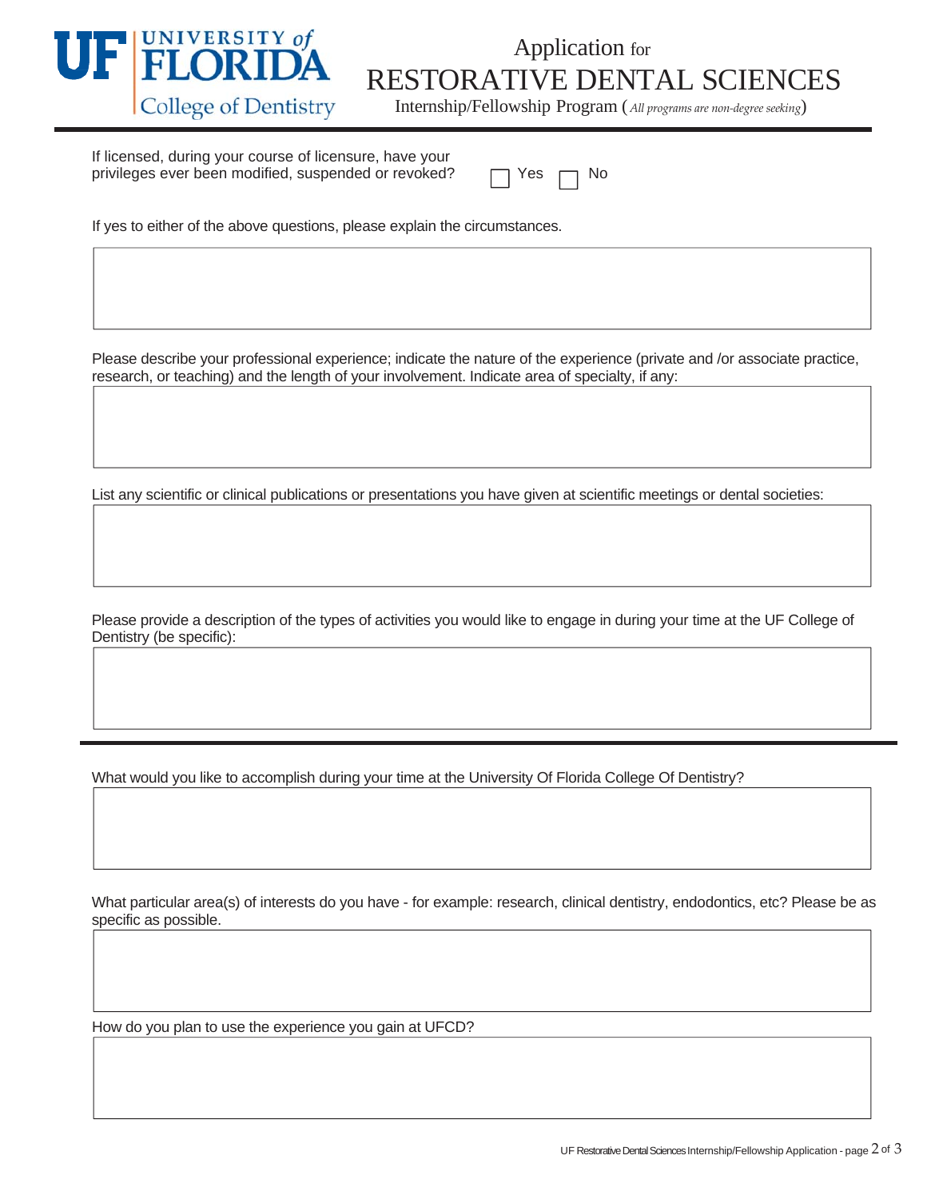# Application for RESTORATIVE DENTAL SCIENCES

Internship/Fellowship Program (*All programs are non-degree seeking*)

If licensed, during your course of licensure, have your privileges ever been modified, suspended or revoked? ☐ Yes ☐ No

If yes to either of the above questions, please explain the circumstances.

Please describe your professional experience; indicate the nature of the experience (private and /or associate practice, research, or teaching) and the length of your involvement. Indicate area of specialty, if any:

List any scientific or clinical publications or presentations you have given at scientific meetings or dental societies:

Please provide a description of the types of activities you would like to engage in during your time at the UF College of Dentistry (be specific):

---

What would you like to accomplish during your time at the University Of Florida College Of Dentistry?

What particular area(s) of interests do you have - for example: research, clinical dentistry, endodontics, etc? Please be as specific as possible.

How do you plan to use the experience you gain at UFCD?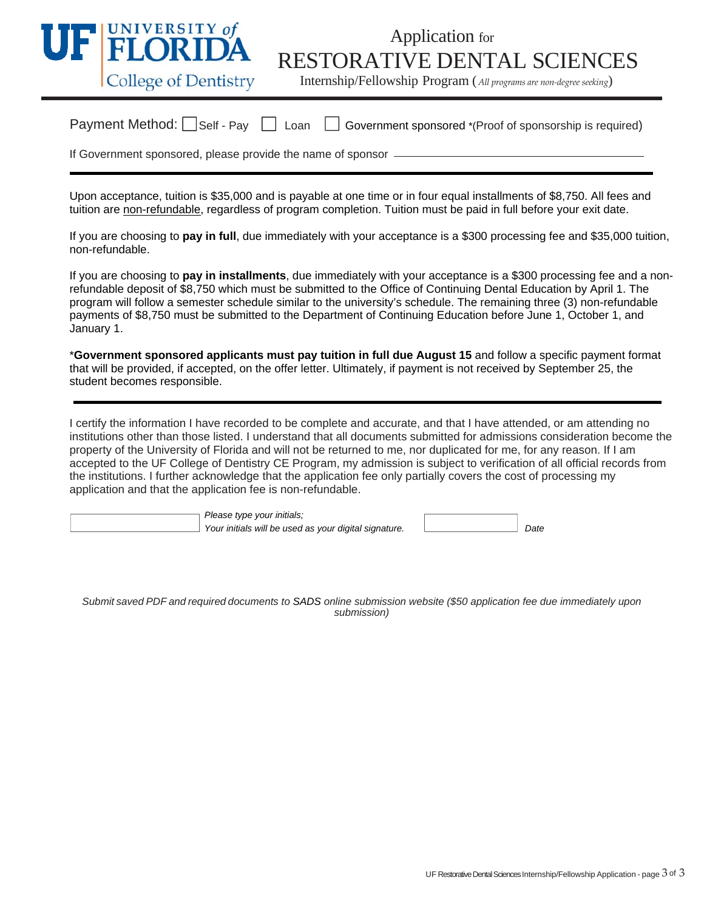UF UNIVERSITY of FLORIDA
College of Dentistry

# Application for RESTORATIVE DENTAL SCIENCES

Internship/Fellowship Program (*All programs are non-degree seeking*)

Payment Method: ☐ Self - Pay ☐ Loan ☐ Government sponsored *(Proof of sponsorship is required)

If Government sponsored, please provide the name of sponsor \_\_\_\_\_\_\_\_\_\_\_\_\_\_\_\_\_\_\_\_\_\_\_\_\_\_\_\_\_\_\_\_\_\_\_\_\_\_

---

Upon acceptance, tuition is $35,000 and is payable at one time or in four equal installments of $8,750. All fees and tuition are non-refundable, regardless of program completion. Tuition must be paid in full before your exit date.

If you are choosing to **pay in full**, due immediately with your acceptance is a $300 processing fee and $35,000 tuition, non-refundable.

If you are choosing to **pay in installments**, due immediately with your acceptance is a $300 processing fee and a non-refundable deposit of $8,750 which must be submitted to the Office of Continuing Dental Education by April 1. The program will follow a semester schedule similar to the university's schedule. The remaining three (3) non-refundable payments of $8,750 must be submitted to the Department of Continuing Education before June 1, October 1, and January 1.

***Government sponsored applicants must pay tuition in full due August 15** and follow a specific payment format that will be provided, if accepted, on the offer letter. Ultimately, if payment is not received by September 25, the student becomes responsible.

---

I certify the information I have recorded to be complete and accurate, and that I have attended, or am attending no institutions other than those listed. I understand that all documents submitted for admissions consideration become the property of the University of Florida and will not be returned to me, nor duplicated for me, for any reason. If I am accepted to the UF College of Dentistry CE Program, my admission is subject to verification of all official records from the institutions. I further acknowledge that the application fee only partially covers the cost of processing my application and that the application fee is non-refundable.

\_\_\_\_\_\_\_\_\_\_\_\_\_\_\_\_ *Please type your initials; Your initials will be used as your digital signature.* \_\_\_\_\_\_\_\_\_\_\_\_ *Date*

*Submit saved PDF and required documents to SADS online submission website ($50 application fee due immediately upon submission)*